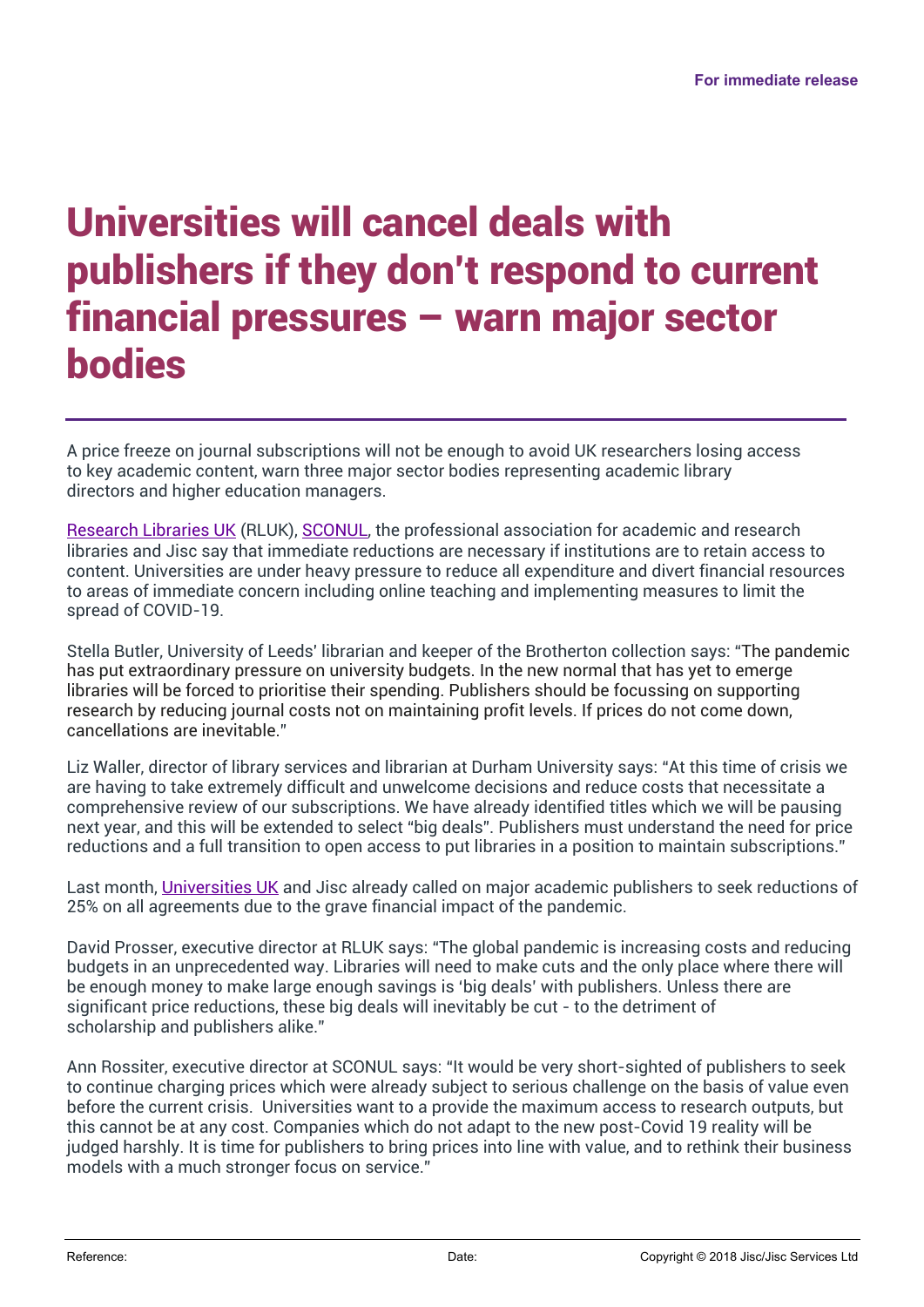For immediate release

# Universities will cancel deals with publishers if they don't respond to current financial pressures – warn major sector bodies

A price freeze on journal subscriptions will not be enough to avoid UK researchers losing access to key academic content, warn three major sector bodies representing academic library directors and higher education managers.

Research Libraries UK (RLUK), SCONUL, the professional association for academic and research libraries and Jisc say that immediate reductions are necessary if institutions are to retain access to content. Universities are under heavy pressure to reduce all expenditure and divert financial resources to areas of immediate concern including online teaching and implementing measures to limit the spread of COVID-19.

Stella Butler, University of Leeds' librarian and keeper of the Brotherton collection says: "The pandemic has put extraordinary pressure on university budgets. In the new normal that has yet to emerge libraries will be forced to prioritise their spending. Publishers should be focussing on supporting research by reducing journal costs not on maintaining profit levels. If prices do not come down, cancellations are inevitable."

Liz Waller, director of library services and librarian at Durham University says: "At this time of crisis we are having to take extremely difficult and unwelcome decisions and reduce costs that necessitate a comprehensive review of our subscriptions. We have already identified titles which we will be pausing next year, and this will be extended to select "big deals". Publishers must understand the need for price reductions and a full transition to open access to put libraries in a position to maintain subscriptions."

Last month, Universities UK and Jisc already called on major academic publishers to seek reductions of 25% on all agreements due to the grave financial impact of the pandemic.

David Prosser, executive director at RLUK says: "The global pandemic is increasing costs and reducing budgets in an unprecedented way. Libraries will need to make cuts and the only place where there will be enough money to make large enough savings is 'big deals' with publishers. Unless there are significant price reductions, these big deals will inevitably be cut - to the detriment of scholarship and publishers alike."

Ann Rossiter, executive director at SCONUL says: "It would be very short-sighted of publishers to seek to continue charging prices which were already subject to serious challenge on the basis of value even before the current crisis. Universities want to a provide the maximum access to research outputs, but this cannot be at any cost. Companies which do not adapt to the new post-Covid 19 reality will be judged harshly. It is time for publishers to bring prices into line with value, and to rethink their business models with a much stronger focus on service."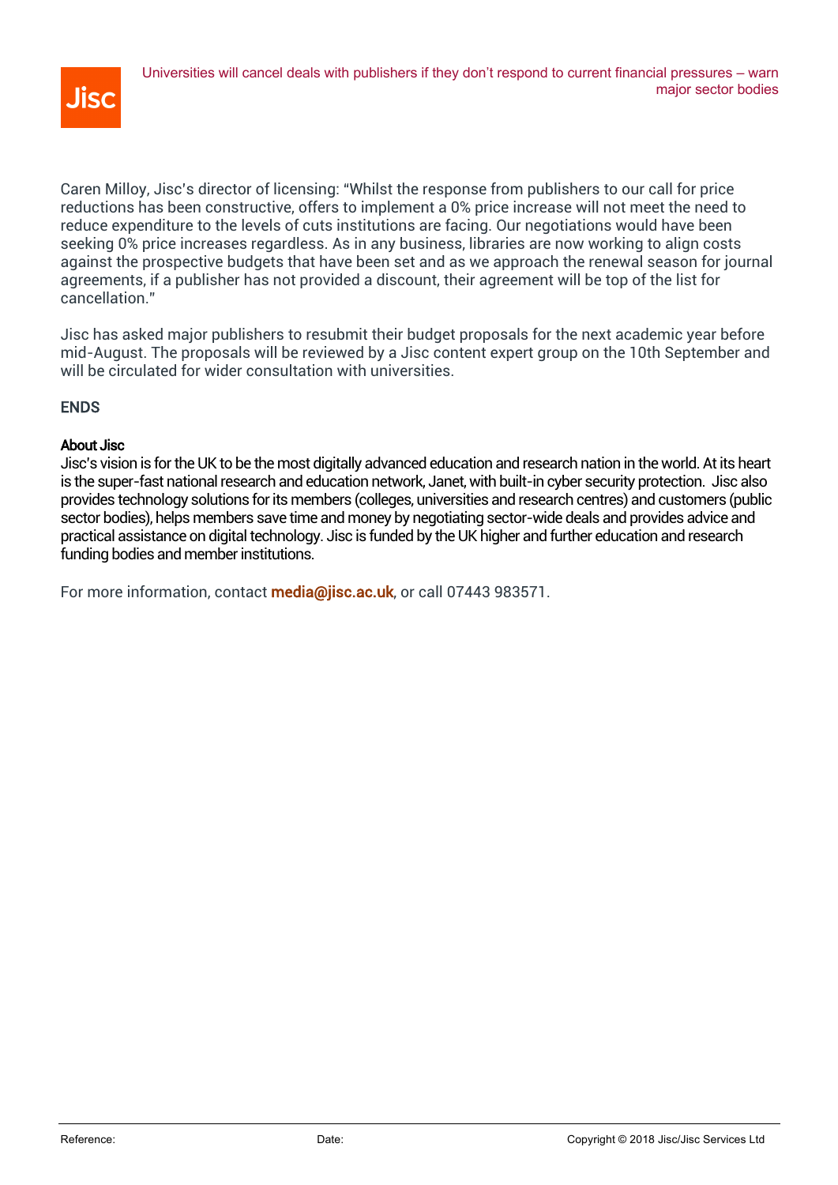Caren Milloy, Jisc's director of licensing: "Whilst the response from publishers to our call for price reductions has been constructive, offers to implement a 0% price increase will not meet the need to reduce expenditure to the levels of cuts institutions are facing. Our negotiations would have been seeking 0% price increases regardless. As in any business, libraries are now working to align costs against the prospective budgets that have been set and as we approach the renewal season for journal agreements, if a publisher has not provided a discount, their agreement will be top of the list for cancellation."

Jisc has asked major publishers to resubmit their budget proposals for the next academic year before mid-August. The proposals will be reviewed by a Jisc content expert group on the 10th September and will be circulated for wider consultation with universities.

**ENDS**

**About Jisc**

Jisc's vision is for the UK to be the most digitally advanced education and research nation in the world. At its heart is the super-fast national research and education network, Janet, with built-in cyber security protection. Jisc also provides technology solutions for its members (colleges, universities and research centres) and customers (public sector bodies), helps members save time and money by negotiating sector-wide deals and provides advice and practical assistance on digital technology. Jisc is funded by the UK higher and further education and research funding bodies and member institutions.

For more information, contact **media@jisc.ac.uk**, or call 07443 983571.